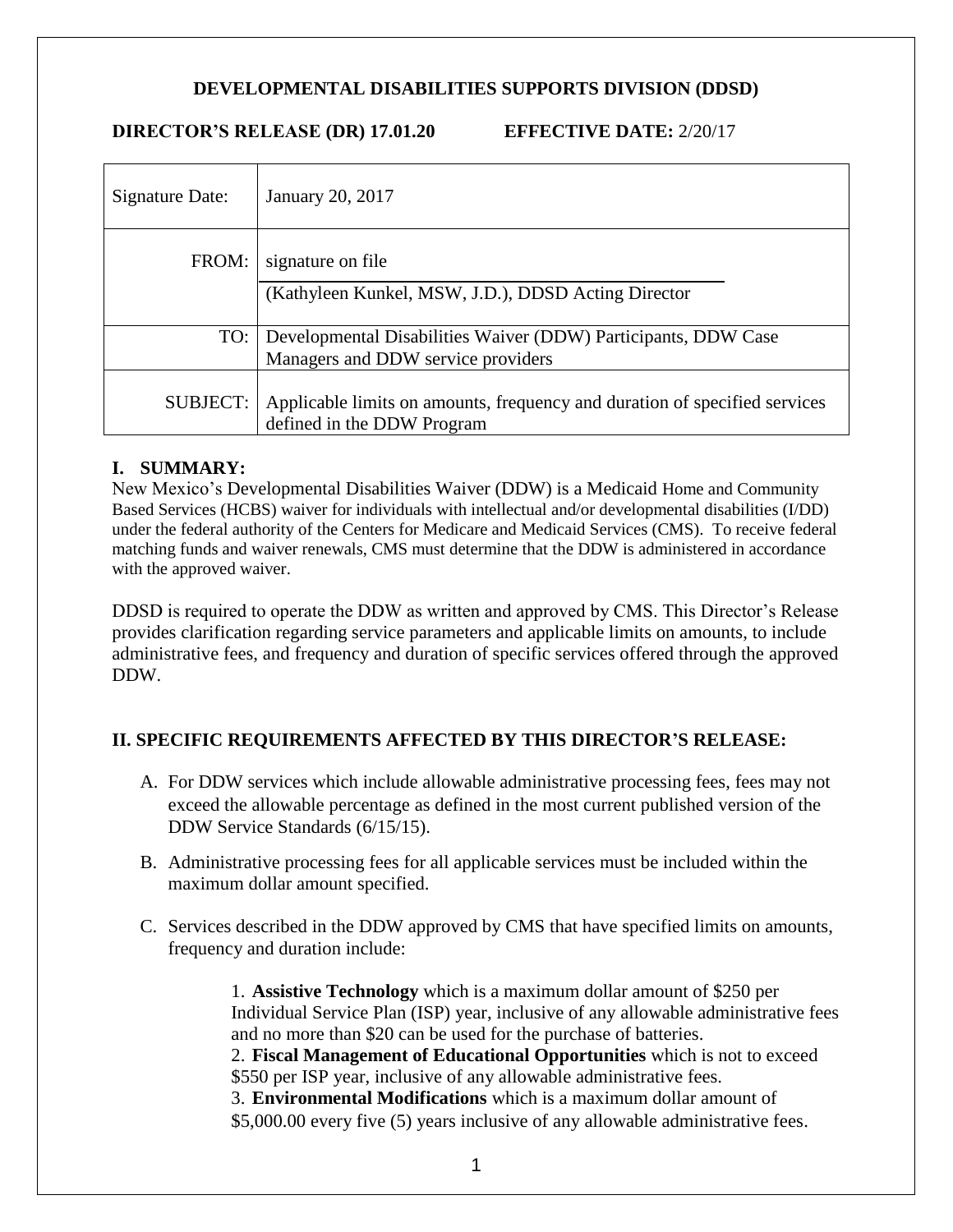**DEVELOPMENTAL DISABILITIES SUPPORTS DIVISION (DDSD)**

**DIRECTOR'S RELEASE (DR) 17.01.20** **EFFECTIVE DATE:** 2/20/17

| | |
|---|---|
| Signature Date: | January 20, 2017 |
| FROM: | signature on file<br>(Kathyleen Kunkel, MSW, J.D.), DDSD Acting Director |
| TO: | Developmental Disabilities Waiver (DDW) Participants, DDW Case Managers and DDW service providers |
| SUBJECT: | Applicable limits on amounts, frequency and duration of specified services defined in the DDW Program |

## I. SUMMARY:

New Mexico's Developmental Disabilities Waiver (DDW) is a Medicaid Home and Community Based Services (HCBS) waiver for individuals with intellectual and/or developmental disabilities (I/DD) under the federal authority of the Centers for Medicare and Medicaid Services (CMS). To receive federal matching funds and waiver renewals, CMS must determine that the DDW is administered in accordance with the approved waiver.

DDSD is required to operate the DDW as written and approved by CMS. This Director's Release provides clarification regarding service parameters and applicable limits on amounts, to include administrative fees, and frequency and duration of specific services offered through the approved DDW.

## II. SPECIFIC REQUIREMENTS AFFECTED BY THIS DIRECTOR'S RELEASE:

A. For DDW services which include allowable administrative processing fees, fees may not exceed the allowable percentage as defined in the most current published version of the DDW Service Standards (6/15/15).

B. Administrative processing fees for all applicable services must be included within the maximum dollar amount specified.

C. Services described in the DDW approved by CMS that have specified limits on amounts, frequency and duration include:

1. **Assistive Technology** which is a maximum dollar amount of $250 per Individual Service Plan (ISP) year, inclusive of any allowable administrative fees and no more than $20 can be used for the purchase of batteries.
2. **Fiscal Management of Educational Opportunities** which is not to exceed $550 per ISP year, inclusive of any allowable administrative fees.
3. **Environmental Modifications** which is a maximum dollar amount of $5,000.00 every five (5) years inclusive of any allowable administrative fees.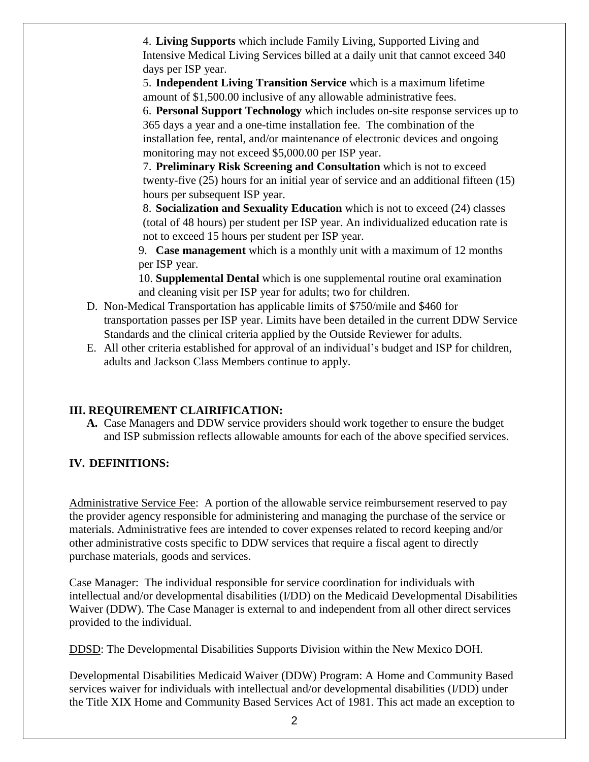4. **Living Supports** which include Family Living, Supported Living and Intensive Medical Living Services billed at a daily unit that cannot exceed 340 days per ISP year.

5. **Independent Living Transition Service** which is a maximum lifetime amount of $1,500.00 inclusive of any allowable administrative fees.

6. **Personal Support Technology** which includes on-site response services up to 365 days a year and a one-time installation fee. The combination of the installation fee, rental, and/or maintenance of electronic devices and ongoing monitoring may not exceed $5,000.00 per ISP year.

7. **Preliminary Risk Screening and Consultation** which is not to exceed twenty-five (25) hours for an initial year of service and an additional fifteen (15) hours per subsequent ISP year.

8. **Socialization and Sexuality Education** which is not to exceed (24) classes (total of 48 hours) per student per ISP year. An individualized education rate is not to exceed 15 hours per student per ISP year.

9. **Case management** which is a monthly unit with a maximum of 12 months per ISP year.

10. **Supplemental Dental** which is one supplemental routine oral examination and cleaning visit per ISP year for adults; two for children.

D. Non-Medical Transportation has applicable limits of $750/mile and $460 for transportation passes per ISP year. Limits have been detailed in the current DDW Service Standards and the clinical criteria applied by the Outside Reviewer for adults.

E. All other criteria established for approval of an individual's budget and ISP for children, adults and Jackson Class Members continue to apply.

## III. REQUIREMENT CLAIRIFICATION:

**A.** Case Managers and DDW service providers should work together to ensure the budget and ISP submission reflects allowable amounts for each of the above specified services.

## IV. DEFINITIONS:

Administrative Service Fee: A portion of the allowable service reimbursement reserved to pay the provider agency responsible for administering and managing the purchase of the service or materials. Administrative fees are intended to cover expenses related to record keeping and/or other administrative costs specific to DDW services that require a fiscal agent to directly purchase materials, goods and services.

Case Manager: The individual responsible for service coordination for individuals with intellectual and/or developmental disabilities (I/DD) on the Medicaid Developmental Disabilities Waiver (DDW). The Case Manager is external to and independent from all other direct services provided to the individual.

DDSD: The Developmental Disabilities Supports Division within the New Mexico DOH.

Developmental Disabilities Medicaid Waiver (DDW) Program: A Home and Community Based services waiver for individuals with intellectual and/or developmental disabilities (I/DD) under the Title XIX Home and Community Based Services Act of 1981. This act made an exception to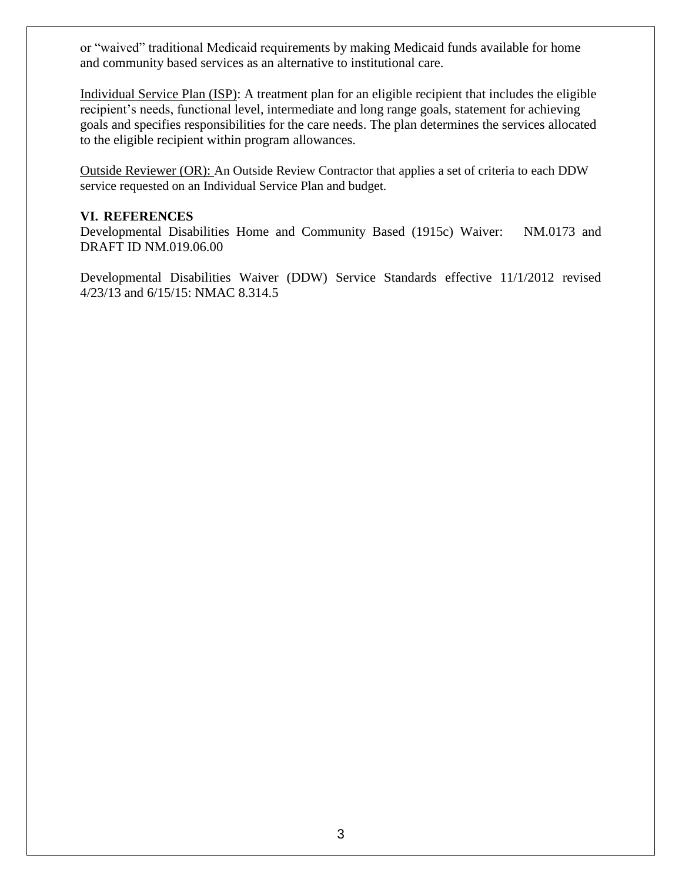or "waived" traditional Medicaid requirements by making Medicaid funds available for home and community based services as an alternative to institutional care.

<u>Individual Service Plan (ISP)</u>: A treatment plan for an eligible recipient that includes the eligible recipient's needs, functional level, intermediate and long range goals, statement for achieving goals and specifies responsibilities for the care needs. The plan determines the services allocated to the eligible recipient within program allowances.

<u>Outside Reviewer (OR):</u> An Outside Review Contractor that applies a set of criteria to each DDW service requested on an Individual Service Plan and budget.

**VI. REFERENCES**

Developmental Disabilities Home and Community Based (1915c) Waiver: NM.0173 and DRAFT ID NM.019.06.00

Developmental Disabilities Waiver (DDW) Service Standards effective 11/1/2012 revised 4/23/13 and 6/15/15: NMAC 8.314.5